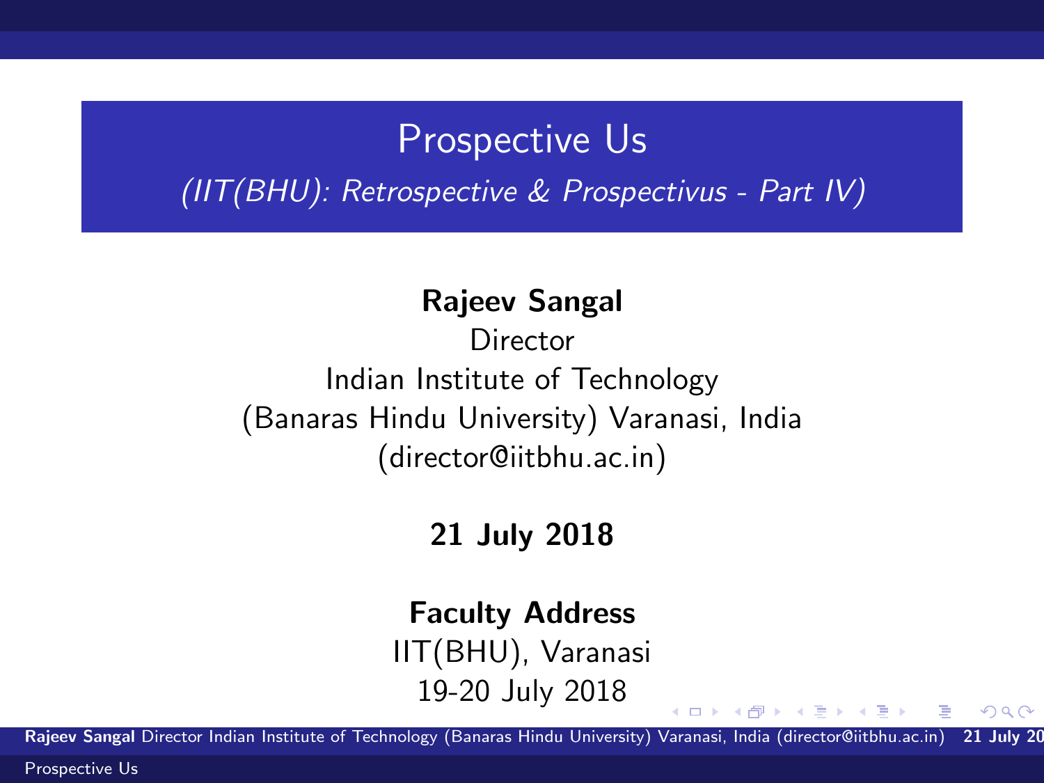# Prospective Us

*(IIT(BHU): Retrospective & Prospectivus - Part IV)*

**Rajeev Sangal**
Director
Indian Institute of Technology
(Banaras Hindu University) Varanasi, India
(director@iitbhu.ac.in)

**21 July 2018**

**Faculty Address**
IIT(BHU), Varanasi
19-20 July 2018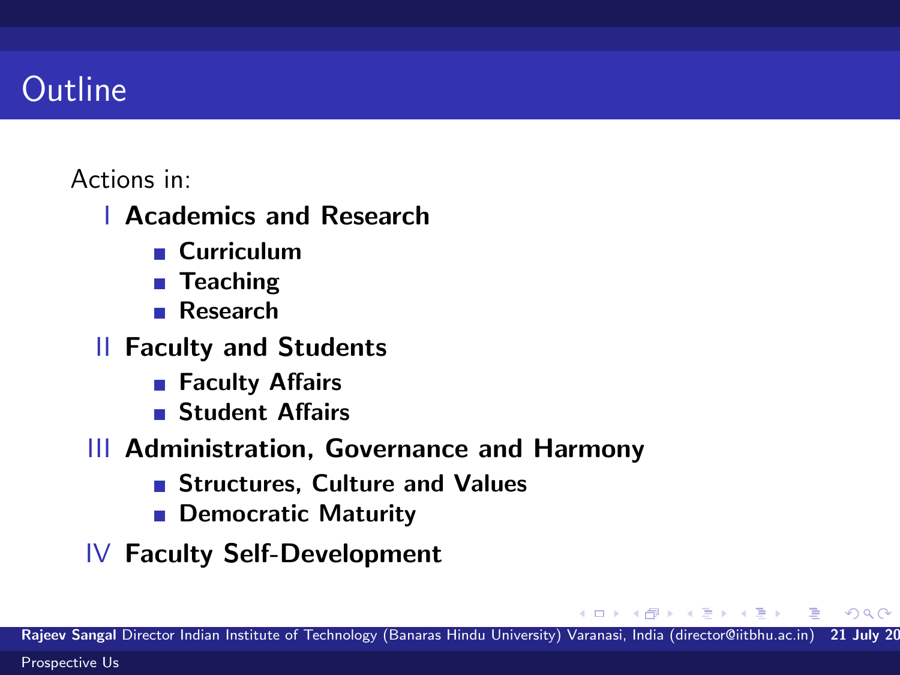# Outline

Actions in:

I **Academics and Research**
- **Curriculum**
- **Teaching**
- **Research**

II **Faculty and Students**
- **Faculty Affairs**
- **Student Affairs**

III **Administration, Governance and Harmony**
- **Structures, Culture and Values**
- **Democratic Maturity**

IV **Faculty Self-Development**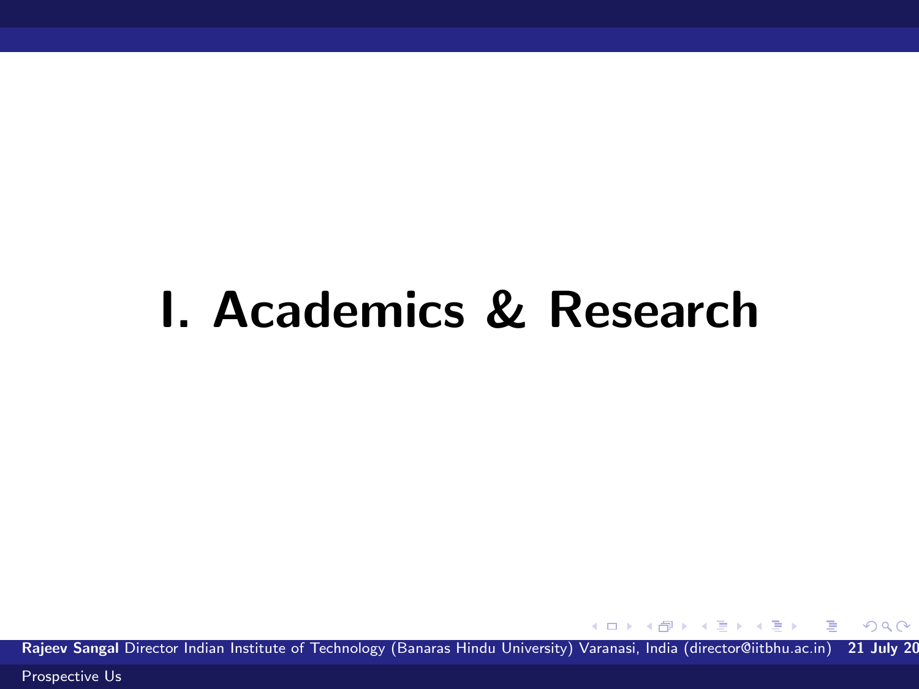# I. Academics & Research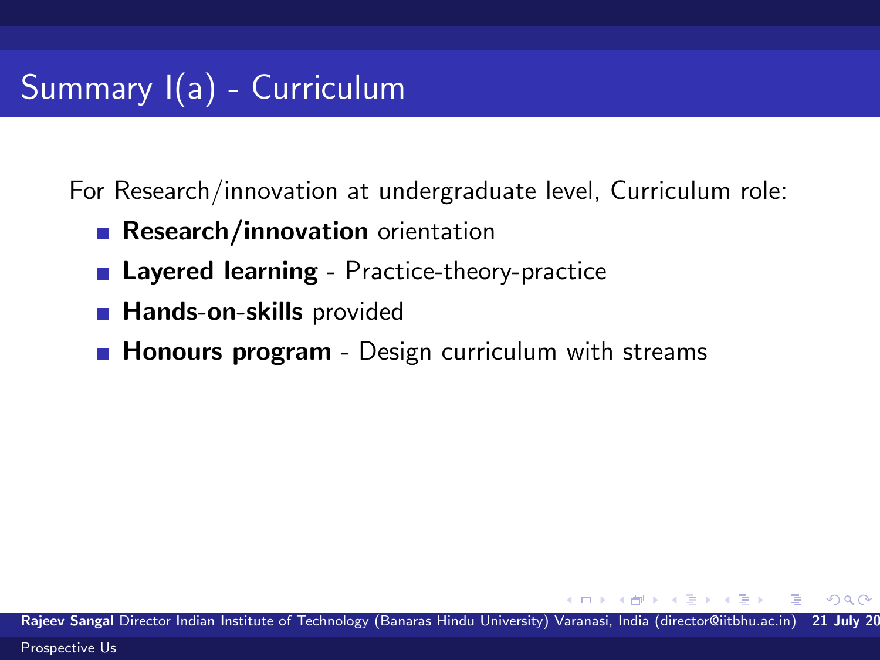# Summary I(a) - Curriculum

For Research/innovation at undergraduate level, Curriculum role:

- **Research/innovation** orientation
- **Layered learning** - Practice-theory-practice
- **Hands-on-skills** provided
- **Honours program** - Design curriculum with streams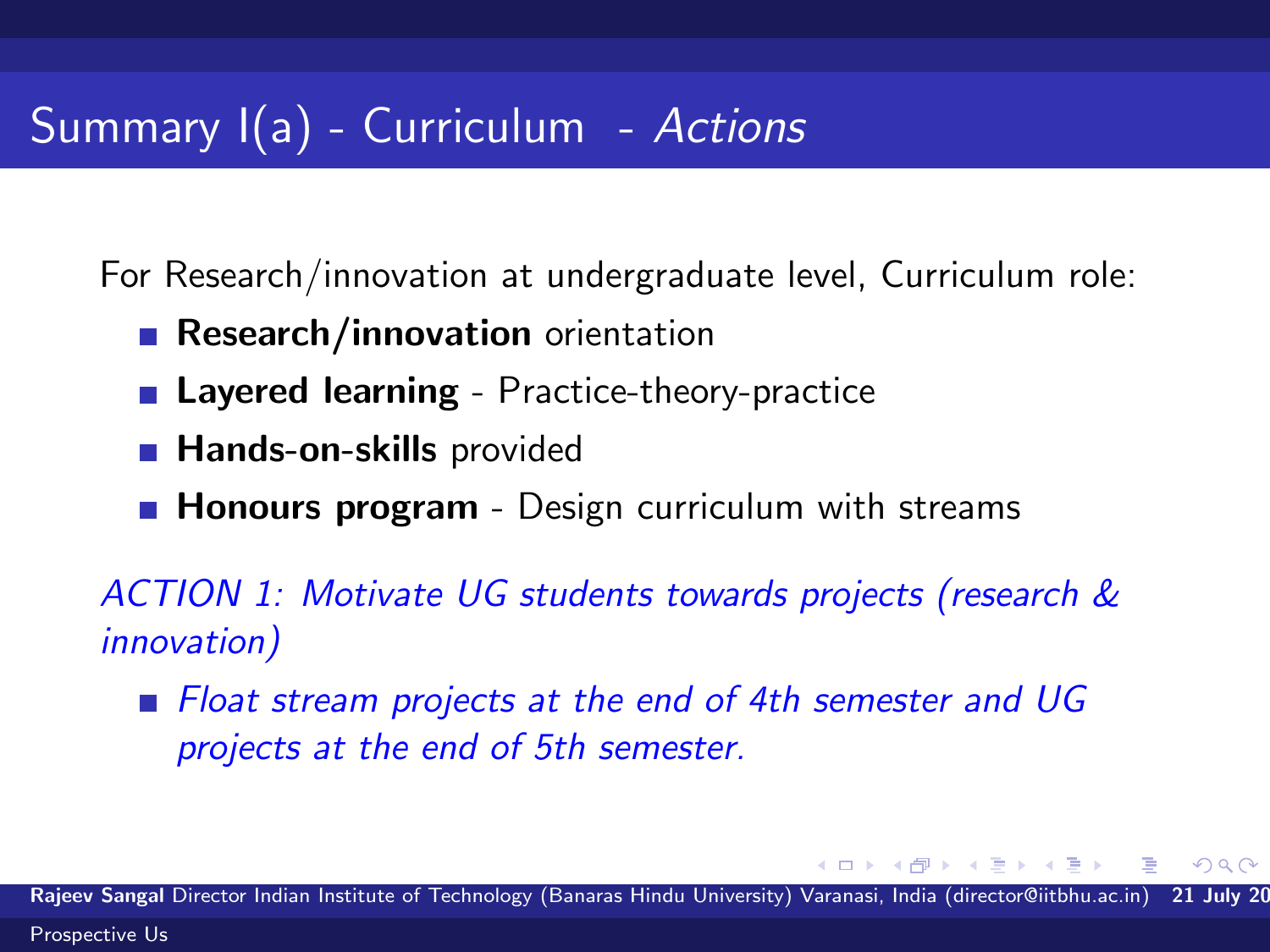# Summary I(a) - Curriculum - *Actions*

For Research/innovation at undergraduate level, Curriculum role:

- **Research/innovation** orientation
- **Layered learning** - Practice-theory-practice
- **Hands-on-skills** provided
- **Honours program** - Design curriculum with streams

*ACTION 1: Motivate UG students towards projects (research & innovation)*

- *Float stream projects at the end of 4th semester and UG projects at the end of 5th semester.*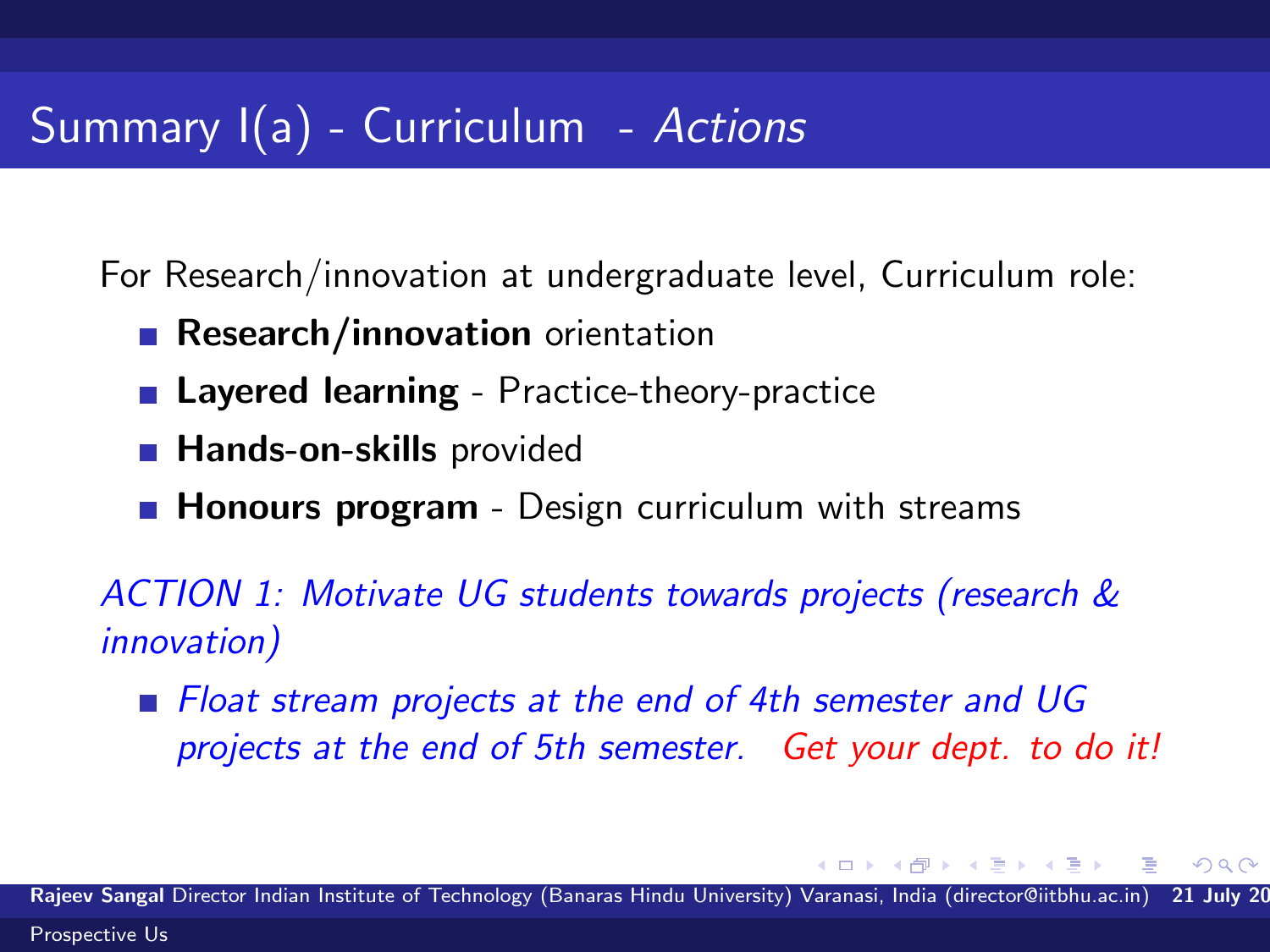# Summary I(a) - Curriculum - *Actions*

For Research/innovation at undergraduate level, Curriculum role:

- **Research/innovation** orientation
- **Layered learning** - Practice-theory-practice
- **Hands-on-skills** provided
- **Honours program** - Design curriculum with streams

*ACTION 1: Motivate UG students towards projects (research & innovation)*

- *Float stream projects at the end of 4th semester and UG projects at the end of 5th semester. Get your dept. to do it!*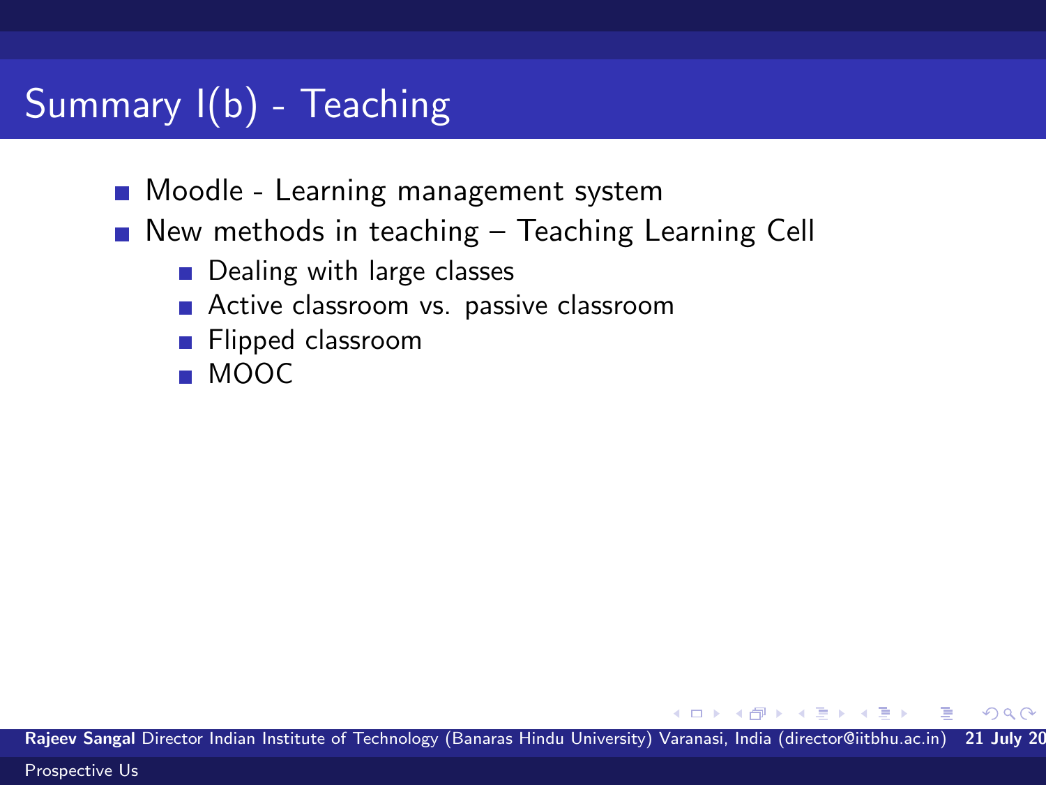# Summary I(b) - Teaching

- Moodle - Learning management system
- New methods in teaching – Teaching Learning Cell
  - Dealing with large classes
  - Active classroom vs. passive classroom
  - Flipped classroom
  - MOOC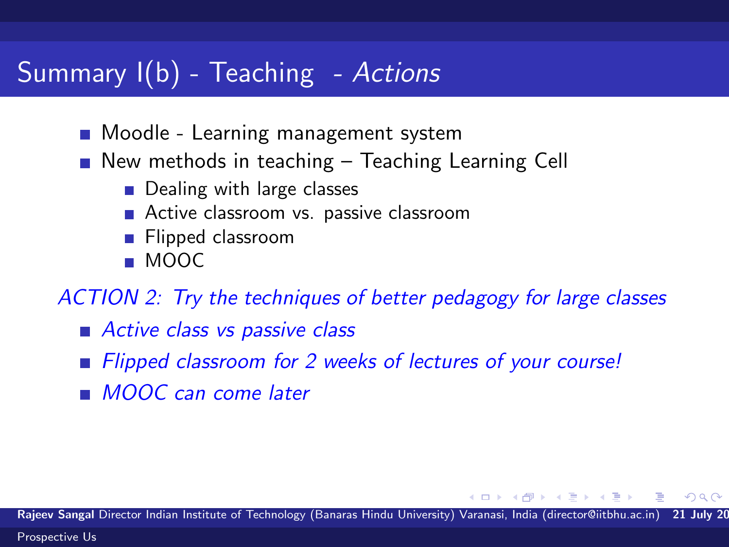# Summary I(b) - Teaching - *Actions*

- Moodle - Learning management system
- New methods in teaching – Teaching Learning Cell
  - Dealing with large classes
  - Active classroom vs. passive classroom
  - Flipped classroom
  - MOOC

*ACTION 2: Try the techniques of better pedagogy for large classes*

- *Active class vs passive class*
- *Flipped classroom for 2 weeks of lectures of your course!*
- *MOOC can come later*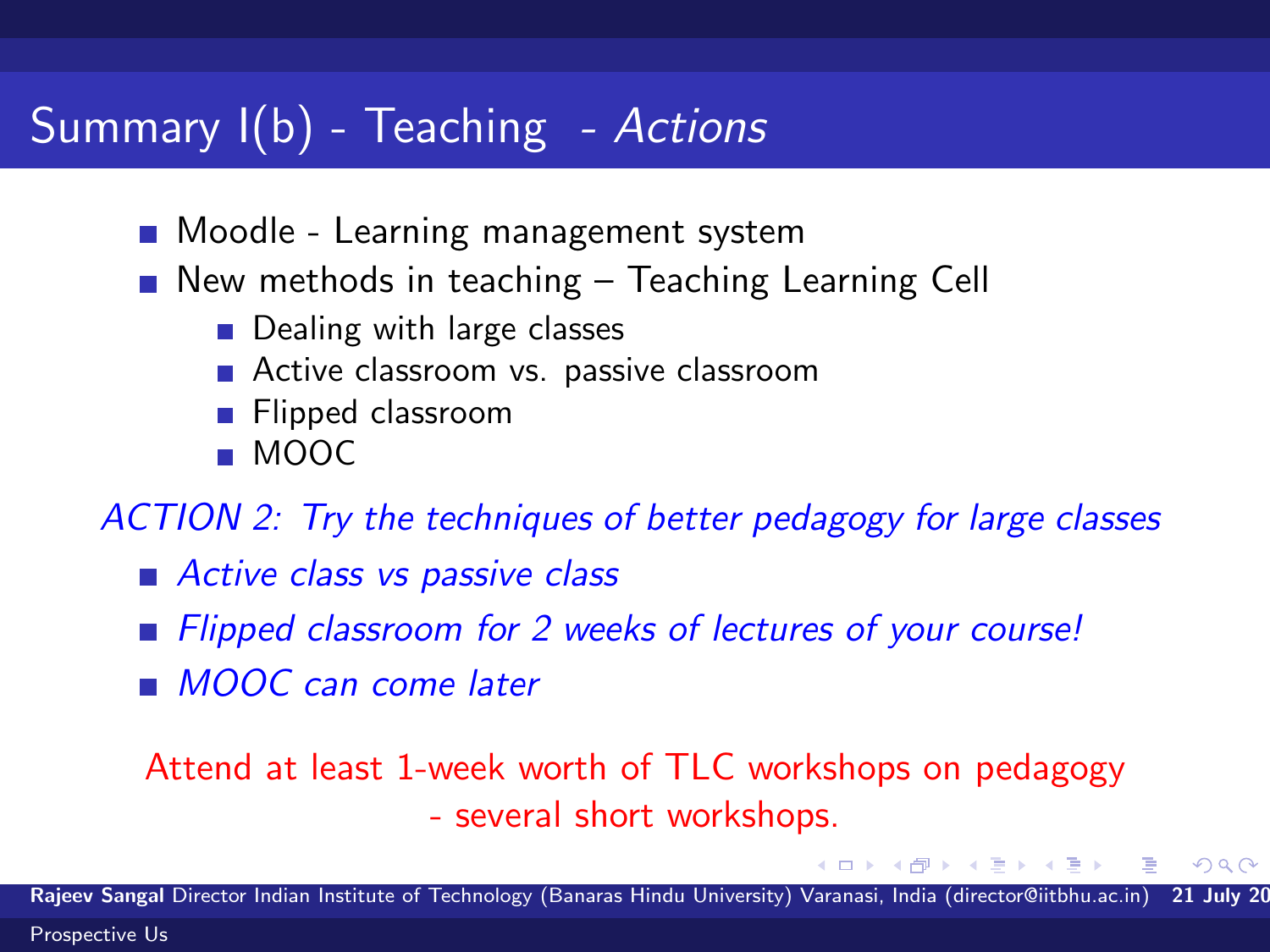# Summary I(b) - Teaching - *Actions*

- Moodle - Learning management system
- New methods in teaching – Teaching Learning Cell
  - Dealing with large classes
  - Active classroom vs. passive classroom
  - Flipped classroom
  - MOOC

*ACTION 2: Try the techniques of better pedagogy for large classes*

- *Active class vs passive class*
- *Flipped classroom for 2 weeks of lectures of your course!*
- *MOOC can come later*

Attend at least 1-week worth of TLC workshops on pedagogy - several short workshops.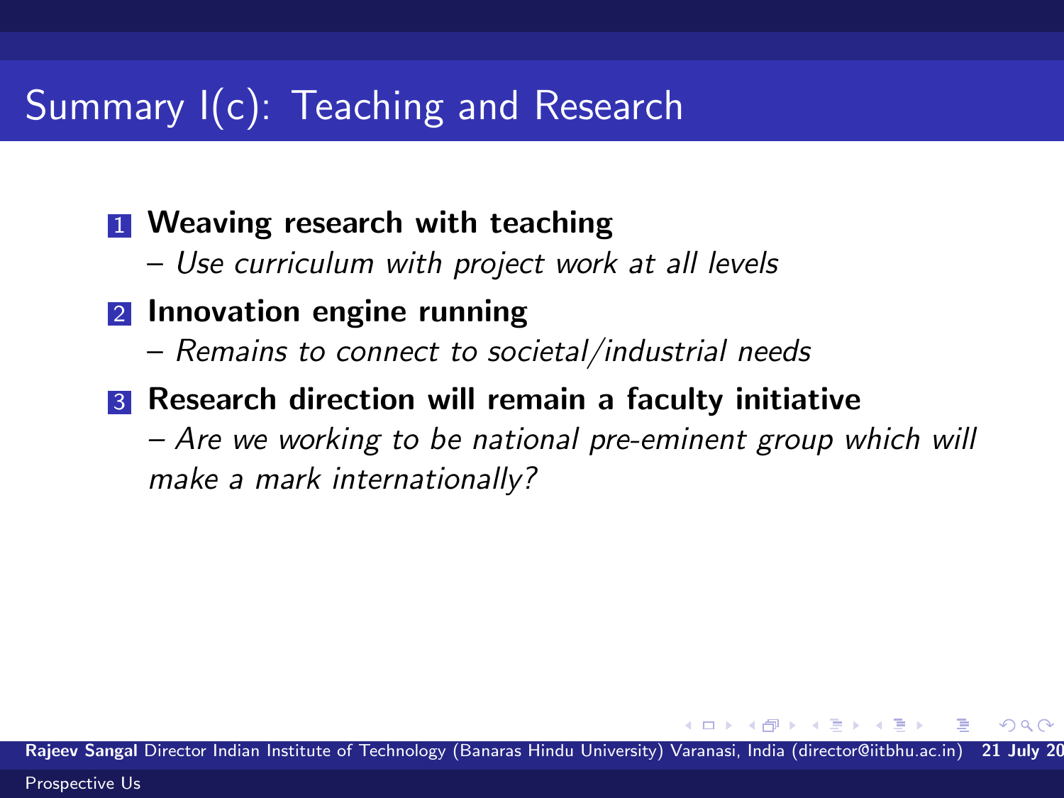# Summary I(c): Teaching and Research

1. **Weaving research with teaching**
   – *Use curriculum with project work at all levels*
2. **Innovation engine running**
   – *Remains to connect to societal/industrial needs*
3. **Research direction will remain a faculty initiative**
   – *Are we working to be national pre-eminent group which will make a mark internationally?*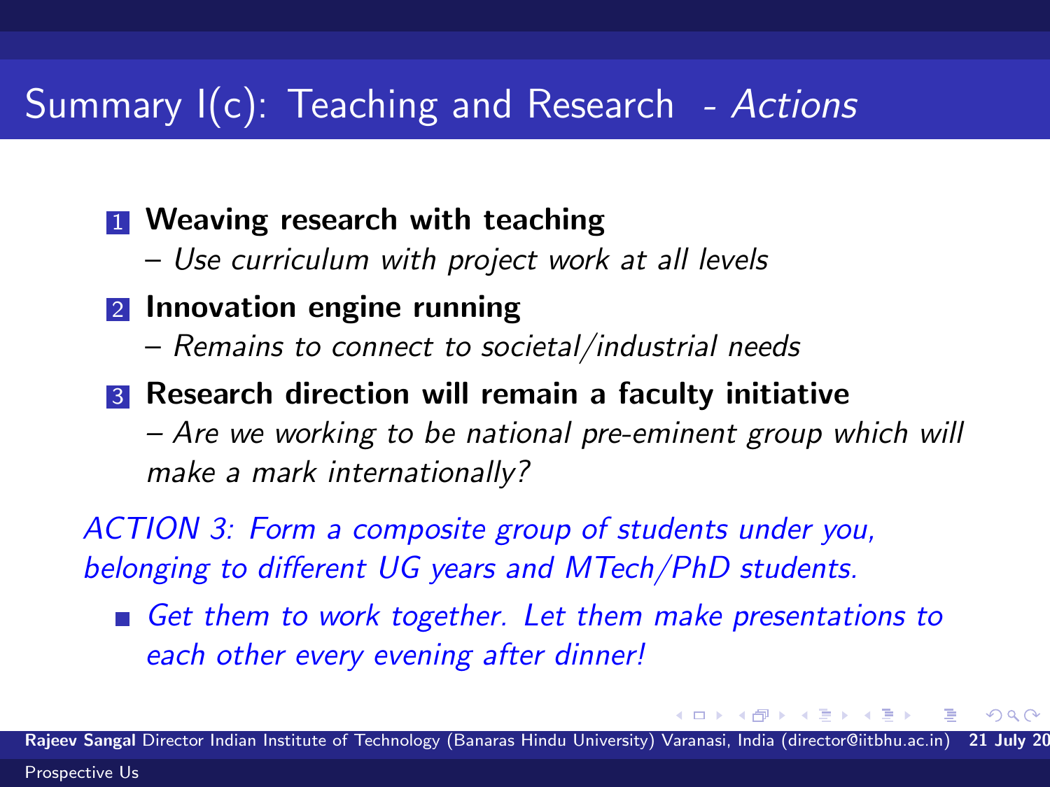# Summary I(c): Teaching and Research - *Actions*

1. **Weaving research with teaching**
   – *Use curriculum with project work at all levels*
2. **Innovation engine running**
   – *Remains to connect to societal/industrial needs*
3. **Research direction will remain a faculty initiative**
   – *Are we working to be national pre-eminent group which will make a mark internationally?*

*ACTION 3: Form a composite group of students under you, belonging to different UG years and MTech/PhD students.*

- *Get them to work together. Let them make presentations to each other every evening after dinner!*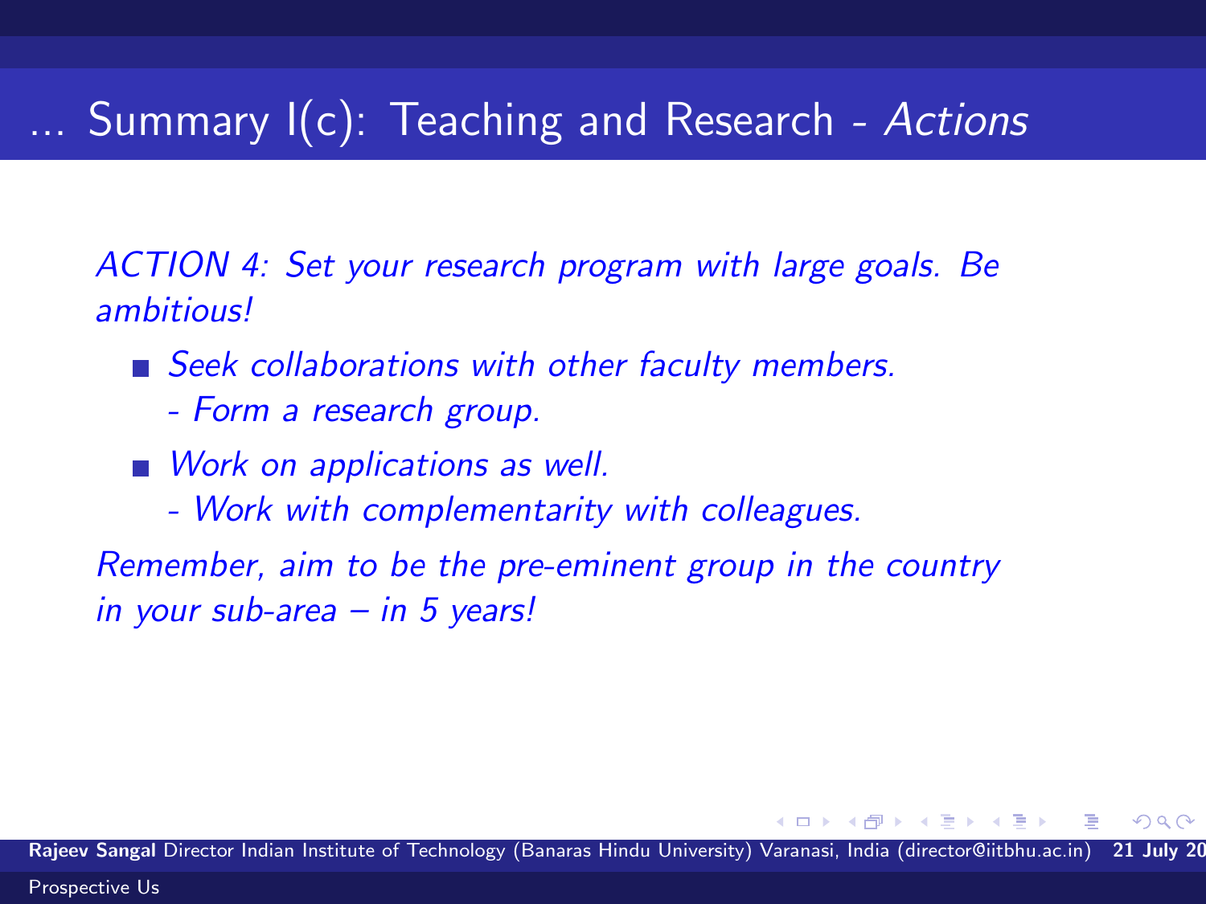# ... Summary I(c): Teaching and Research - *Actions*

*ACTION 4: Set your research program with large goals. Be ambitious!*

- *Seek collaborations with other faculty members.*
  *- Form a research group.*
- *Work on applications as well.*
  *- Work with complementarity with colleagues.*

*Remember, aim to be the pre-eminent group in the country in your sub-area – in 5 years!*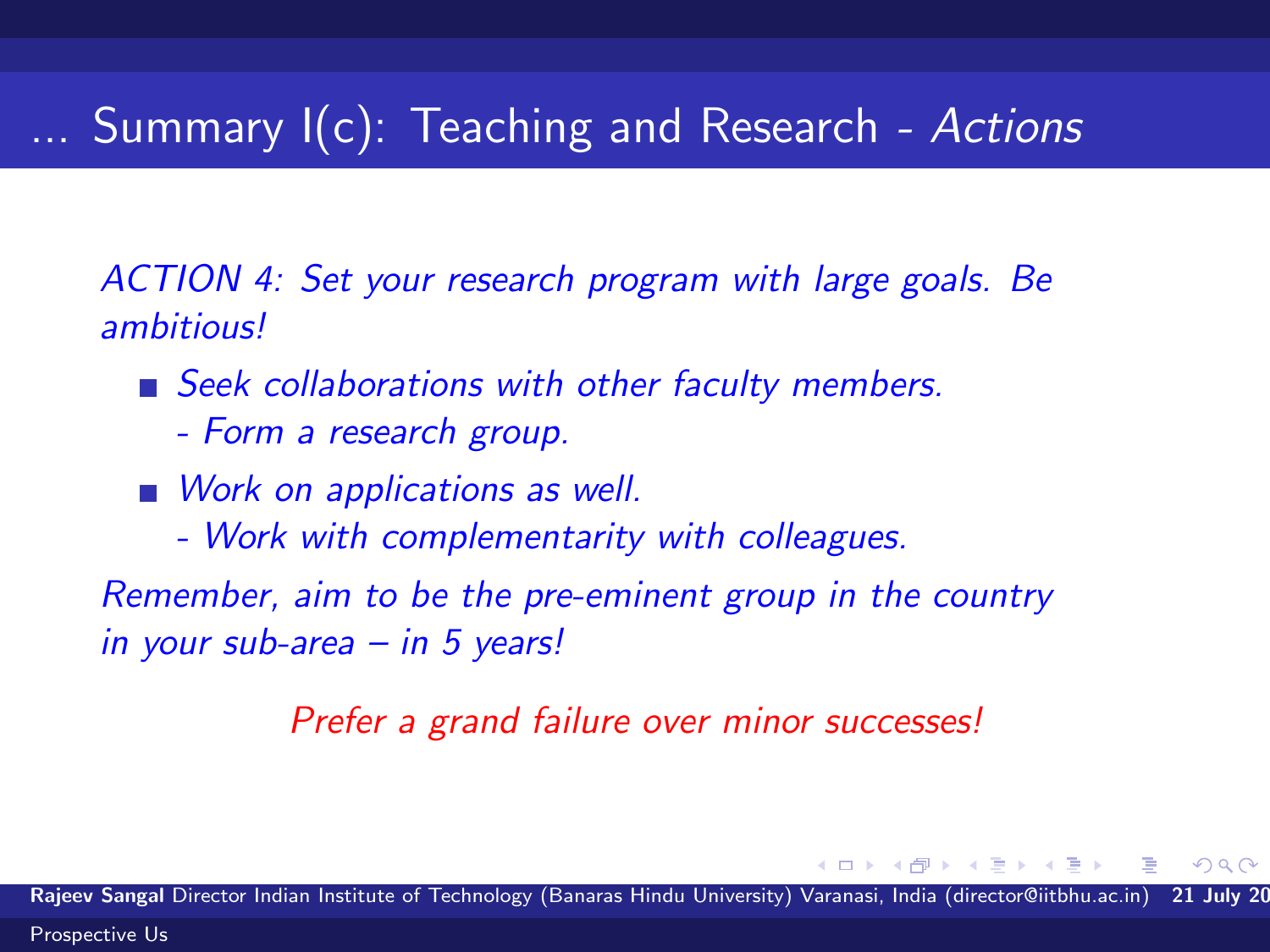# ... Summary I(c): Teaching and Research - *Actions*

*ACTION 4: Set your research program with large goals. Be ambitious!*

- *Seek collaborations with other faculty members.*
  *- Form a research group.*
- *Work on applications as well.*
  *- Work with complementarity with colleagues.*

*Remember, aim to be the pre-eminent group in the country in your sub-area – in 5 years!*

*Prefer a grand failure over minor successes!*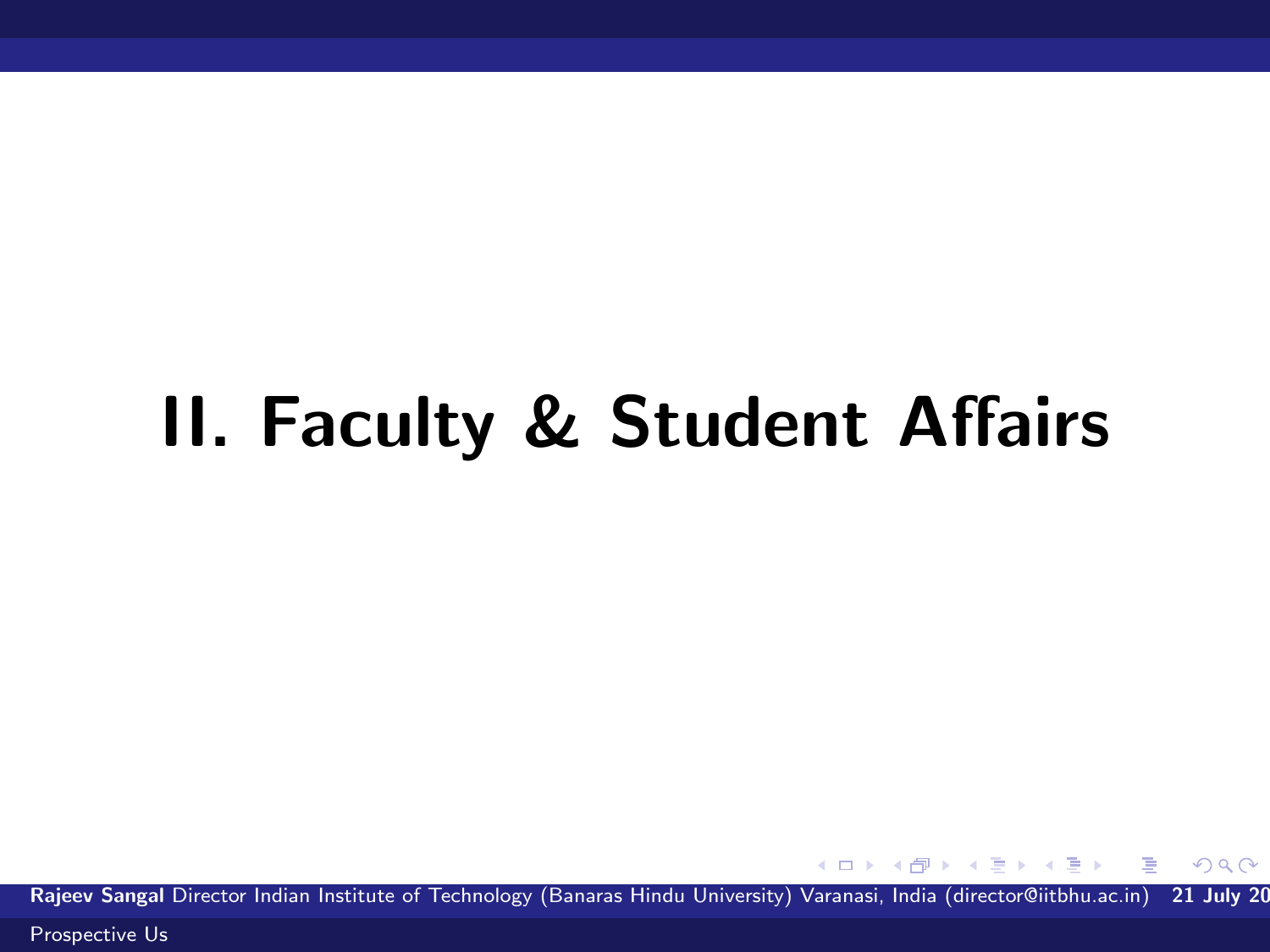# II. Faculty & Student Affairs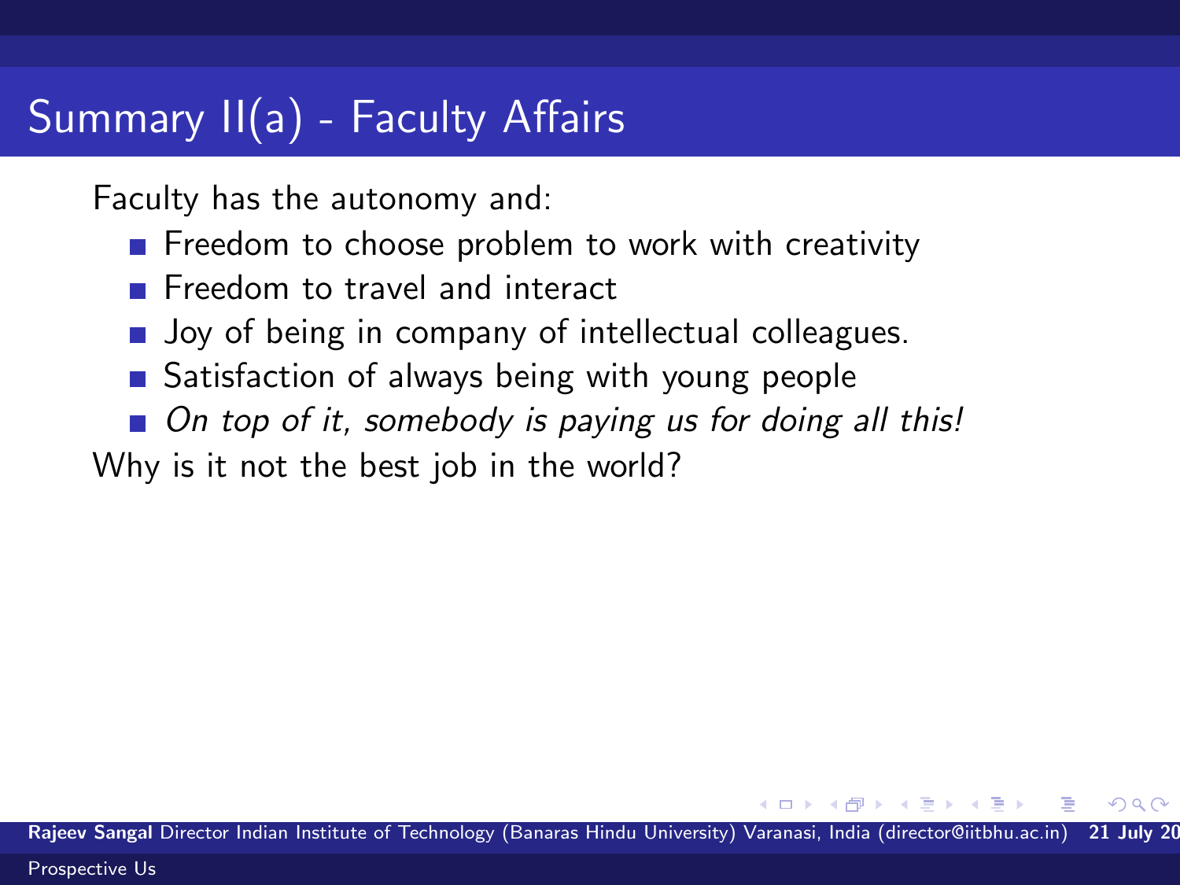# Summary II(a) - Faculty Affairs

Faculty has the autonomy and:

- Freedom to choose problem to work with creativity
- Freedom to travel and interact
- Joy of being in company of intellectual colleagues.
- Satisfaction of always being with young people
- *On top of it, somebody is paying us for doing all this!*

Why is it not the best job in the world?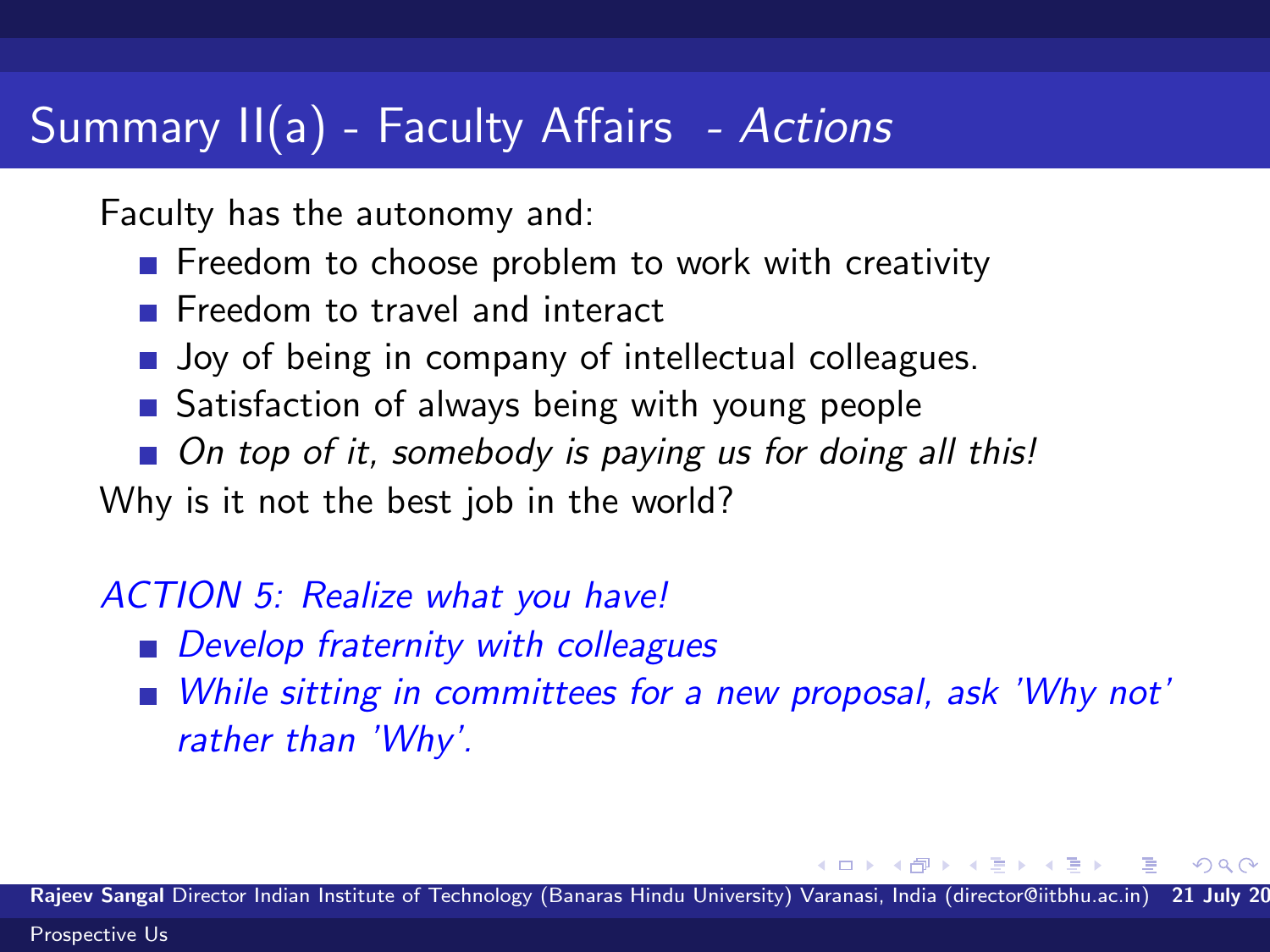# Summary II(a) - Faculty Affairs - *Actions*

Faculty has the autonomy and:

- Freedom to choose problem to work with creativity
- Freedom to travel and interact
- Joy of being in company of intellectual colleagues.
- Satisfaction of always being with young people
- *On top of it, somebody is paying us for doing all this!*

Why is it not the best job in the world?

*ACTION 5: Realize what you have!*

- *Develop fraternity with colleagues*
- *While sitting in committees for a new proposal, ask 'Why not' rather than 'Why'.*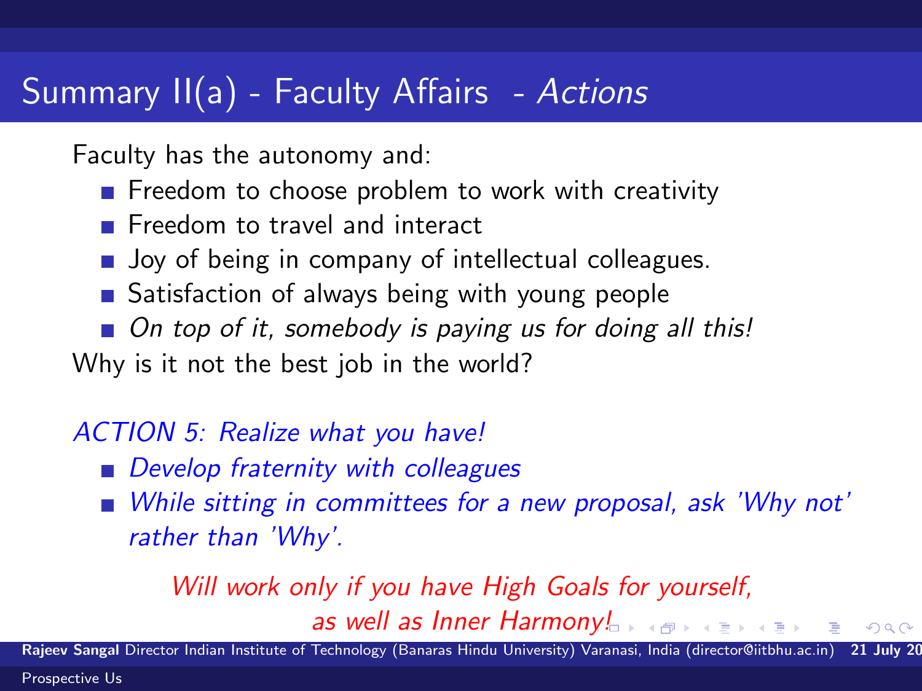# Summary II(a) - Faculty Affairs - *Actions*

Faculty has the autonomy and:

- Freedom to choose problem to work with creativity
- Freedom to travel and interact
- Joy of being in company of intellectual colleagues.
- Satisfaction of always being with young people
- *On top of it, somebody is paying us for doing all this!*

Why is it not the best job in the world?

*ACTION 5: Realize what you have!*

- *Develop fraternity with colleagues*
- *While sitting in committees for a new proposal, ask 'Why not' rather than 'Why'.*

*Will work only if you have High Goals for yourself, as well as Inner Harmony!*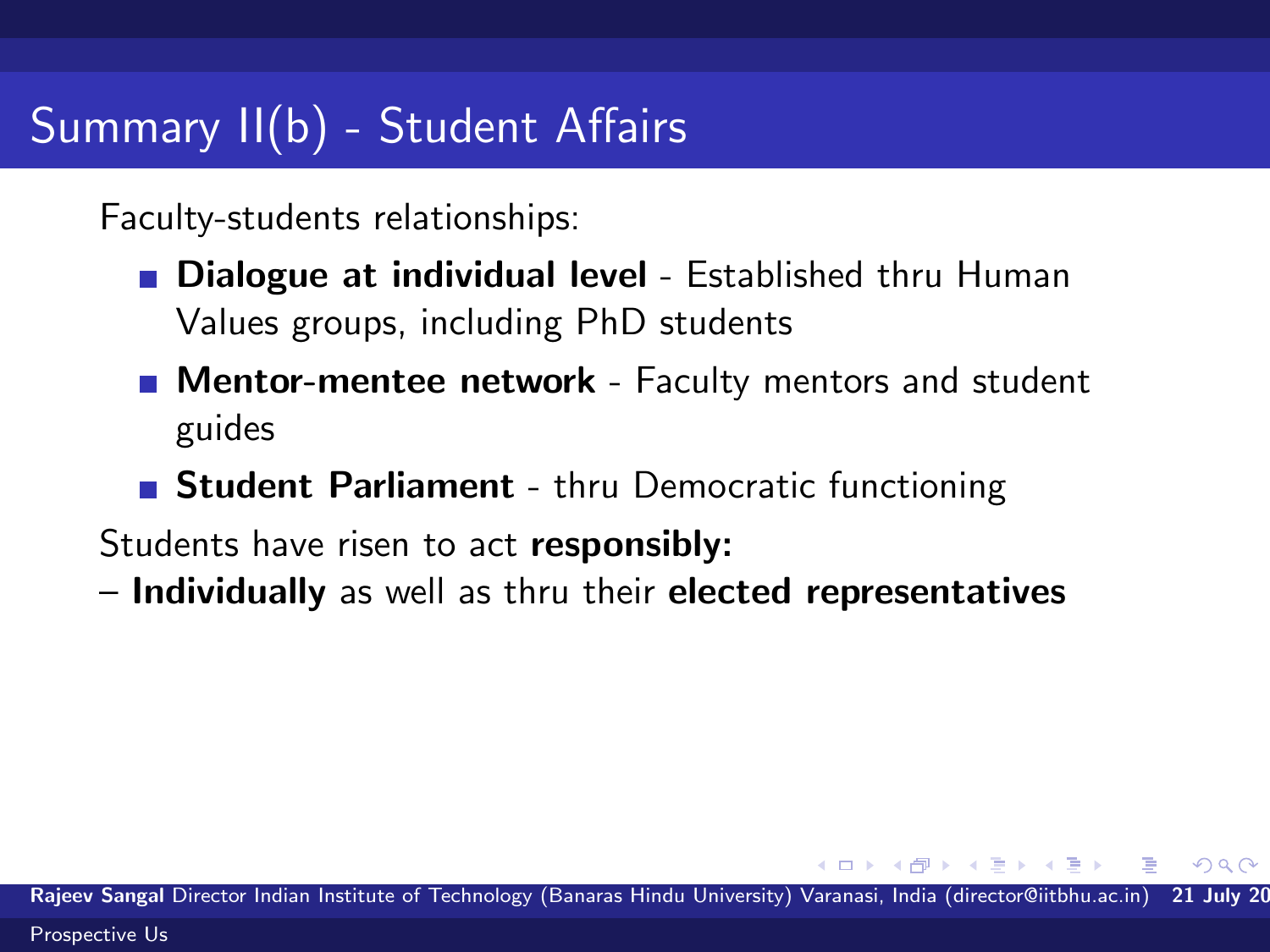# Summary II(b) - Student Affairs

Faculty-students relationships:

- **Dialogue at individual level** - Established thru Human Values groups, including PhD students
- **Mentor-mentee network** - Faculty mentors and student guides
- **Student Parliament** - thru Democratic functioning

Students have risen to act **responsibly:**

– **Individually** as well as thru their **elected representatives**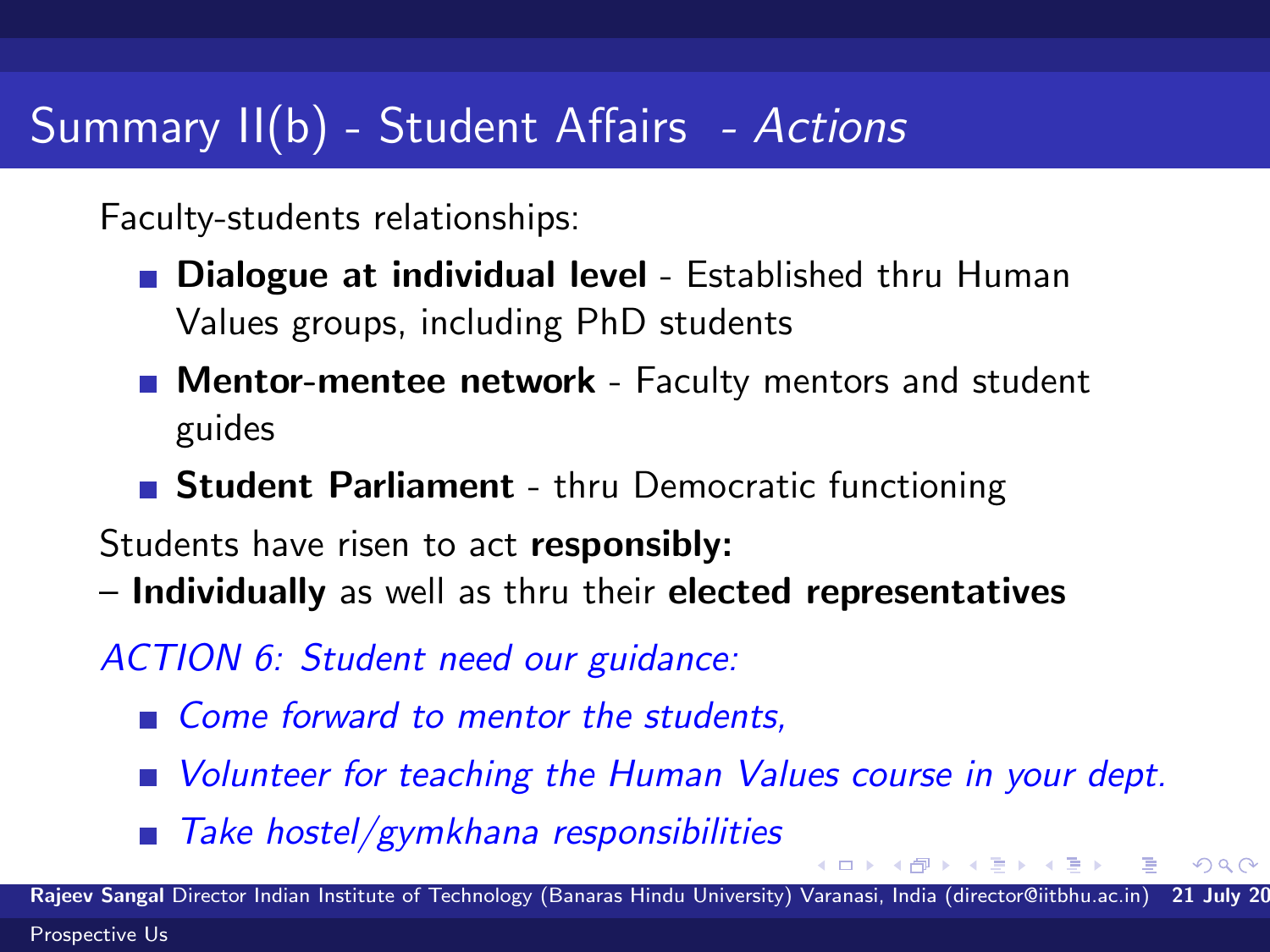# Summary II(b) - Student Affairs - *Actions*

Faculty-students relationships:

- **Dialogue at individual level** - Established thru Human Values groups, including PhD students
- **Mentor-mentee network** - Faculty mentors and student guides
- **Student Parliament** - thru Democratic functioning

Students have risen to act **responsibly:**
– **Individually** as well as thru their **elected representatives**

*ACTION 6: Student need our guidance:*

- *Come forward to mentor the students,*
- *Volunteer for teaching the Human Values course in your dept.*
- *Take hostel/gymkhana responsibilities*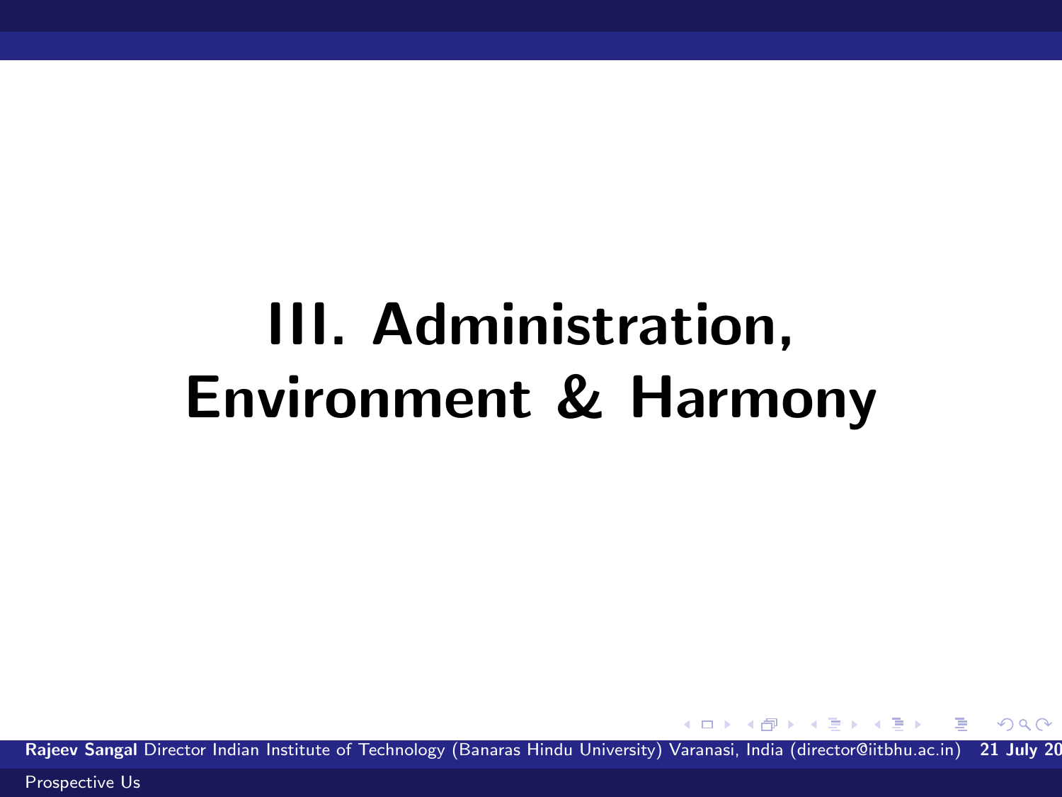# III. Administration, Environment & Harmony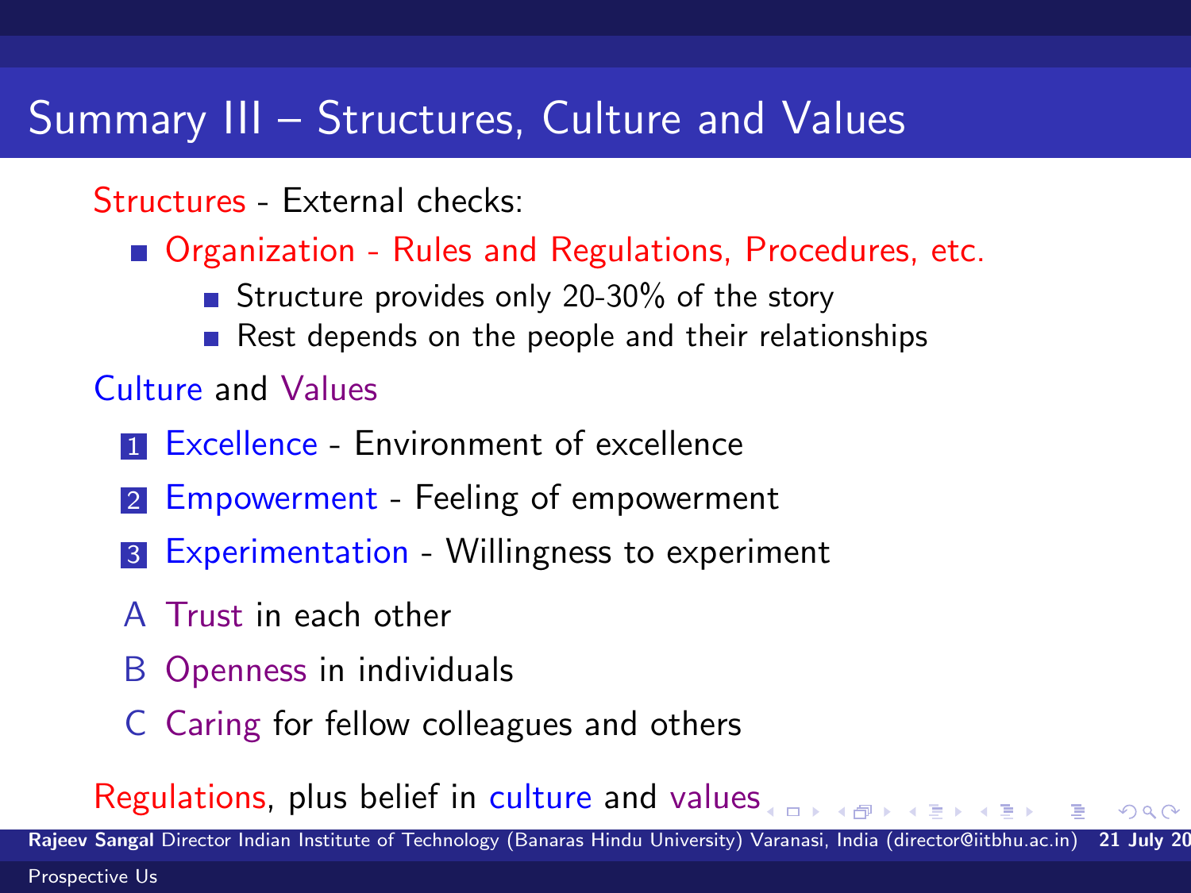## Summary III – Structures, Culture and Values

Structures - External checks:

- Organization - Rules and Regulations, Procedures, etc.
  - Structure provides only 20-30% of the story
  - Rest depends on the people and their relationships

Culture and Values

1. Excellence - Environment of excellence
2. Empowerment - Feeling of empowerment
3. Experimentation - Willingness to experiment

A. Trust in each other
B. Openness in individuals
C. Caring for fellow colleagues and others

Regulations, plus belief in culture and values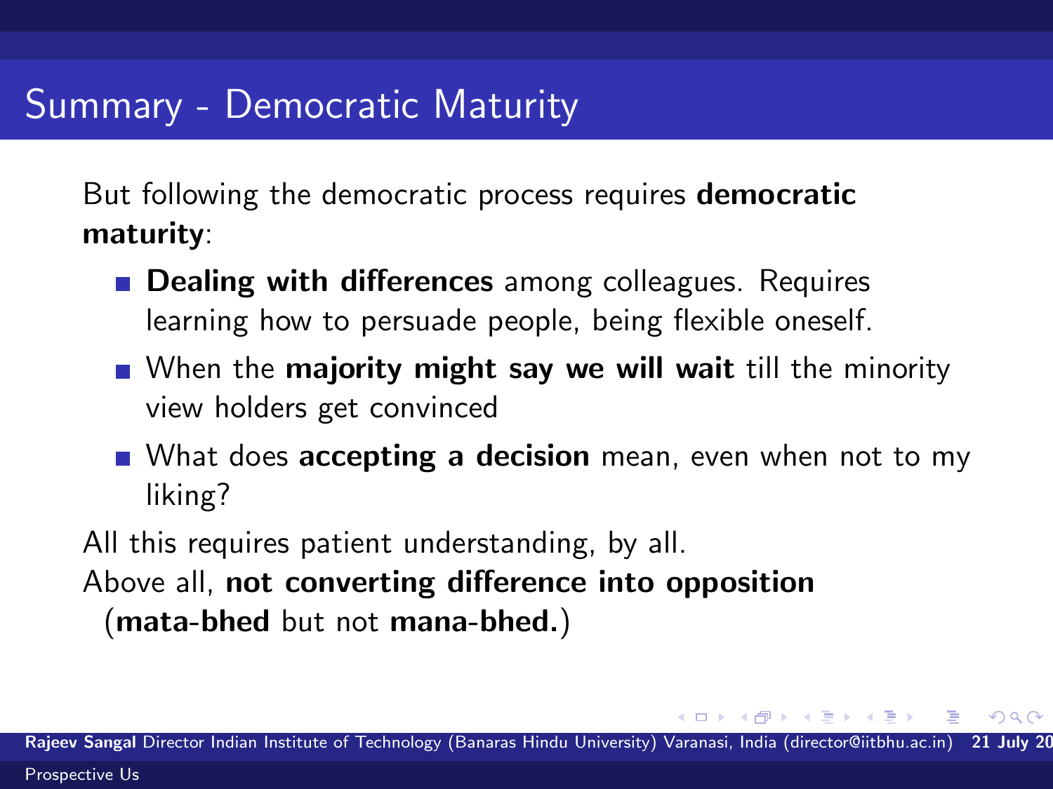# Summary - Democratic Maturity

But following the democratic process requires **democratic maturity**:

- **Dealing with differences** among colleagues. Requires learning how to persuade people, being flexible oneself.
- When the **majority might say we will wait** till the minority view holders get convinced
- What does **accepting a decision** mean, even when not to my liking?

All this requires patient understanding, by all.

Above all, **not converting difference into opposition** (**mata-bhed** but not **mana-bhed.**)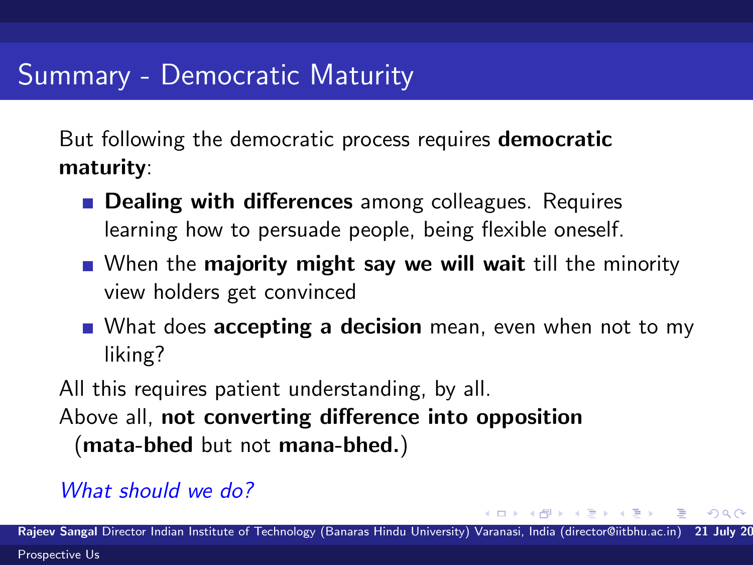# Summary - Democratic Maturity

But following the democratic process requires **democratic maturity**:

- **Dealing with differences** among colleagues. Requires learning how to persuade people, being flexible oneself.
- When the **majority might say we will wait** till the minority view holders get convinced
- What does **accepting a decision** mean, even when not to my liking?

All this requires patient understanding, by all.
Above all, **not converting difference into opposition** (**mata-bhed** but not **mana-bhed.**)

*What should we do?*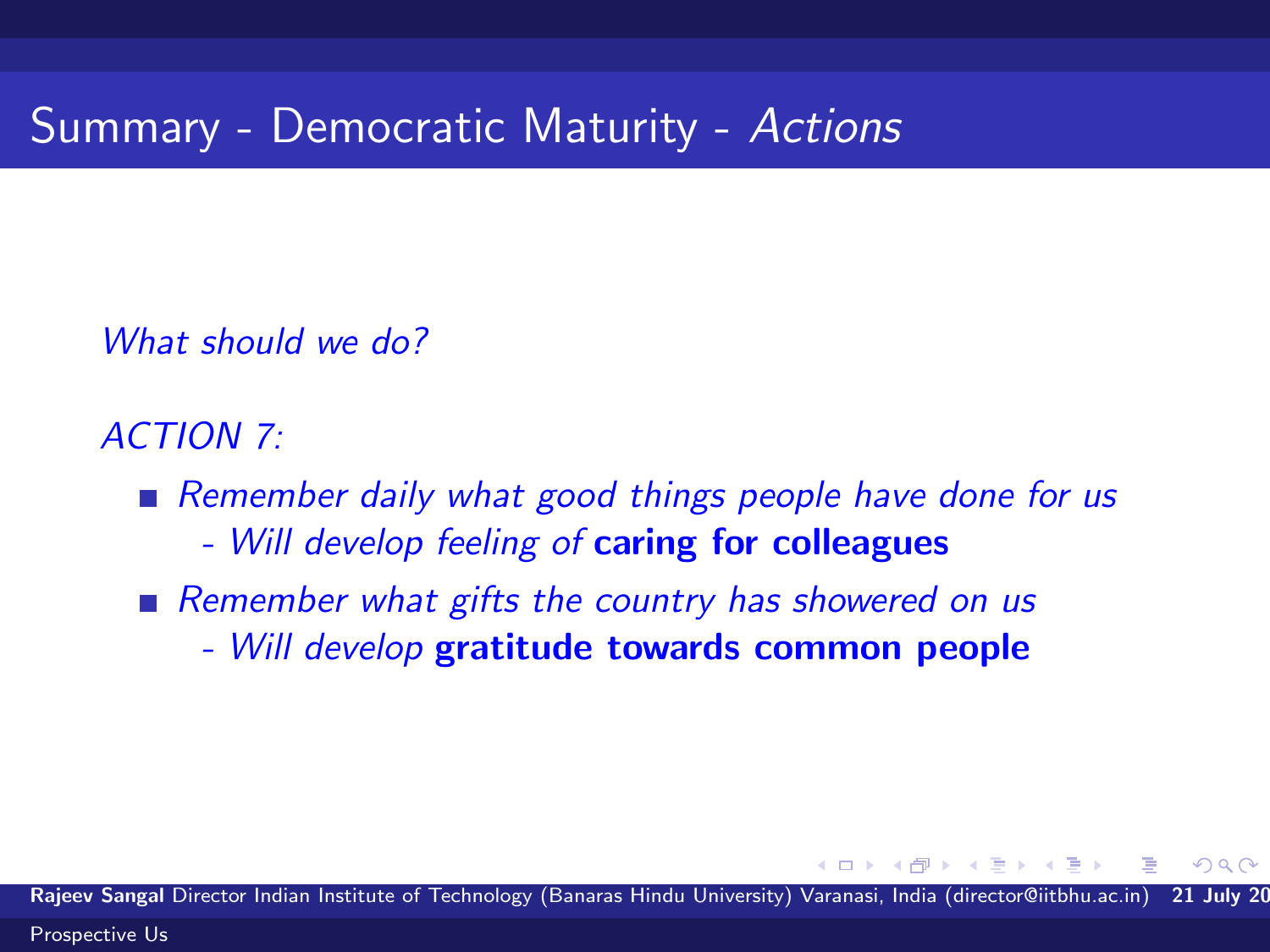# Summary - Democratic Maturity - *Actions*

*What should we do?*

*ACTION 7:*

- *Remember daily what good things people have done for us*
  - *Will develop feeling of* **caring for colleagues**
- *Remember what gifts the country has showered on us*
  - *Will develop* **gratitude towards common people**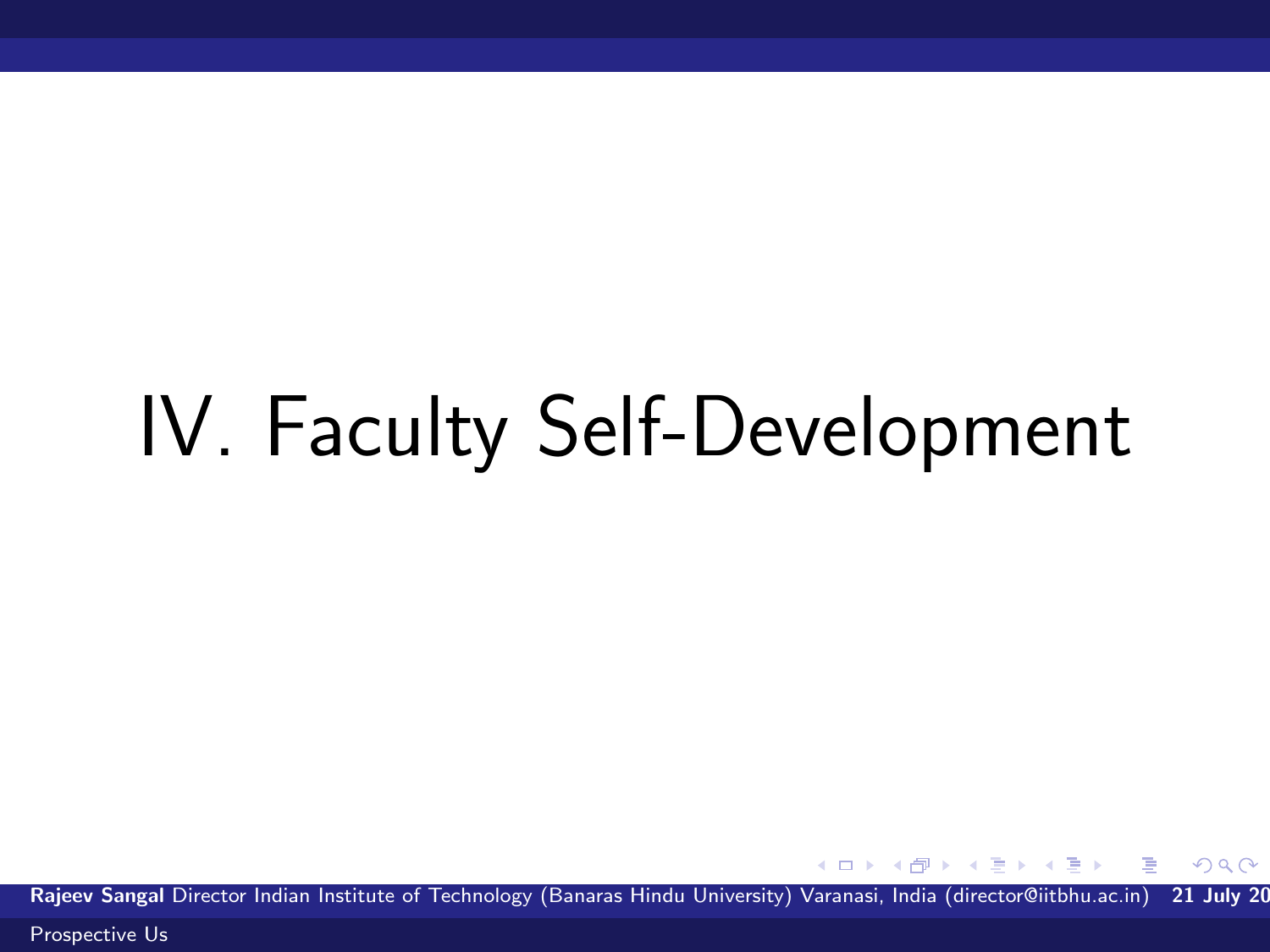# IV. Faculty Self-Development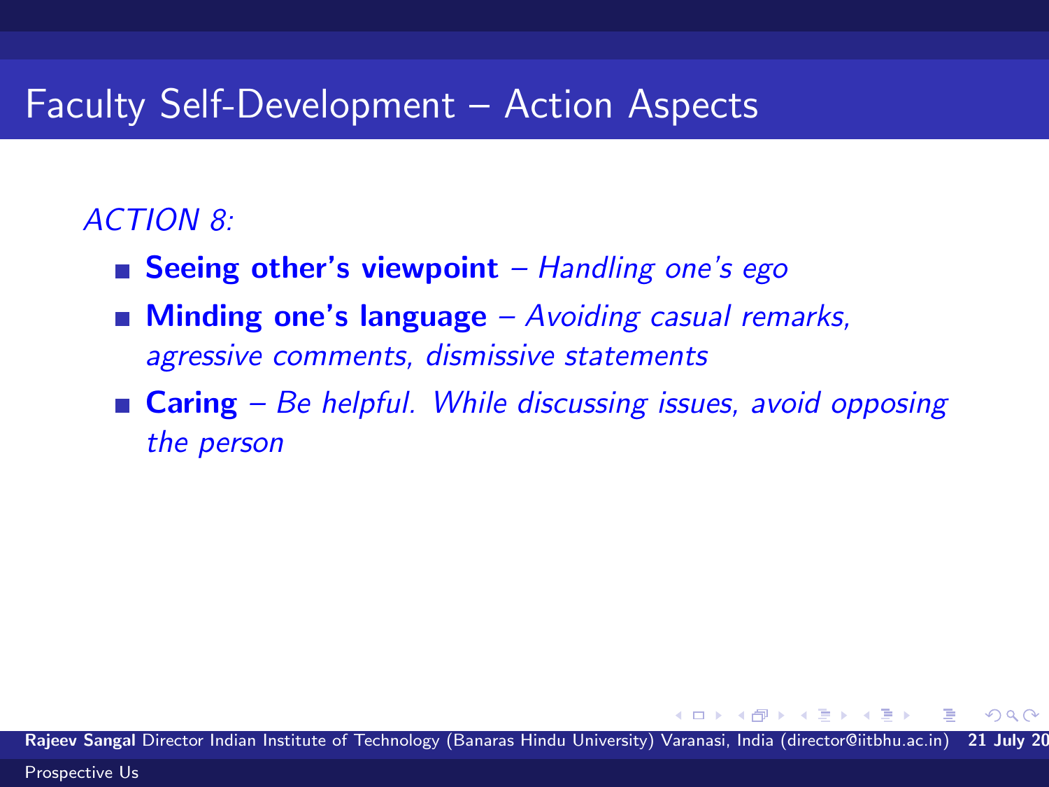# Faculty Self-Development – Action Aspects

*ACTION 8:*

- **Seeing other's viewpoint** – *Handling one's ego*
- **Minding one's language** – *Avoiding casual remarks, agressive comments, dismissive statements*
- **Caring** – *Be helpful. While discussing issues, avoid opposing the person*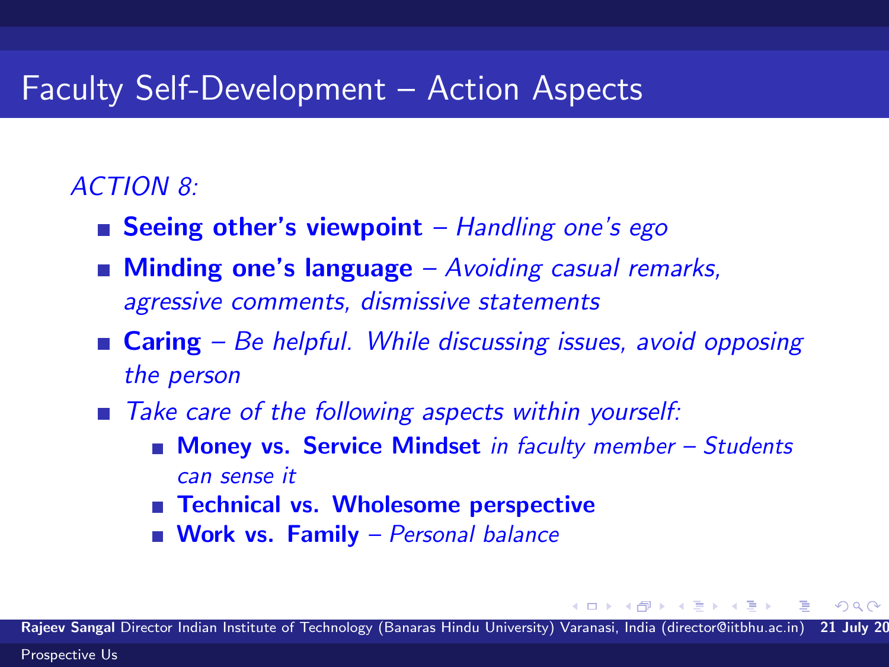# Faculty Self-Development – Action Aspects

*ACTION 8:*

- **Seeing other's viewpoint** – *Handling one's ego*
- **Minding one's language** – *Avoiding casual remarks, agressive comments, dismissive statements*
- **Caring** – *Be helpful. While discussing issues, avoid opposing the person*
- *Take care of the following aspects within yourself:*
  - **Money vs. Service Mindset** *in faculty member – Students can sense it*
  - **Technical vs. Wholesome perspective**
  - **Work vs. Family** – *Personal balance*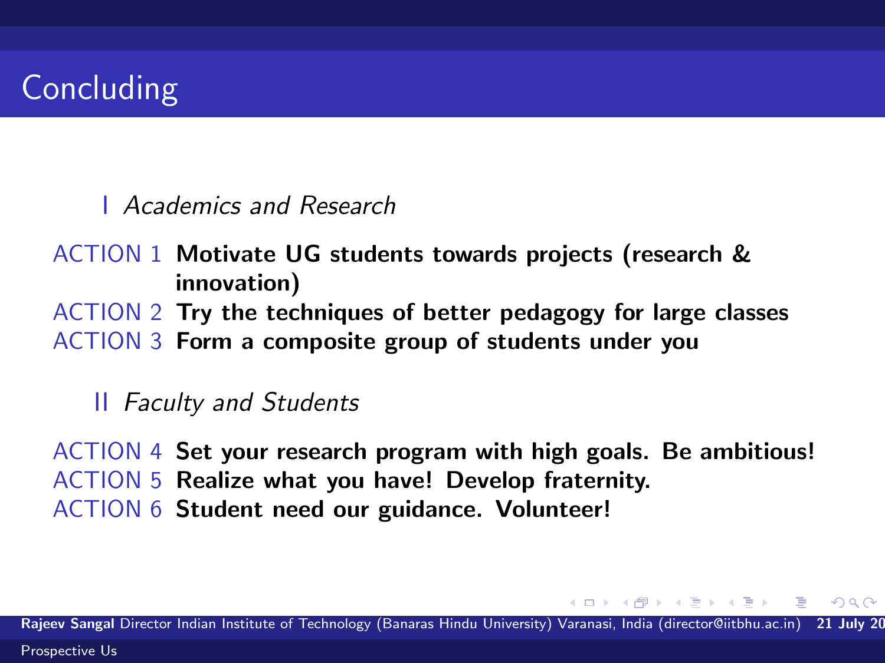# Concluding

I *Academics and Research*

ACTION 1 **Motivate UG students towards projects (research & innovation)**

ACTION 2 **Try the techniques of better pedagogy for large classes**

ACTION 3 **Form a composite group of students under you**

II *Faculty and Students*

ACTION 4 **Set your research program with high goals. Be ambitious!**

ACTION 5 **Realize what you have! Develop fraternity.**

ACTION 6 **Student need our guidance. Volunteer!**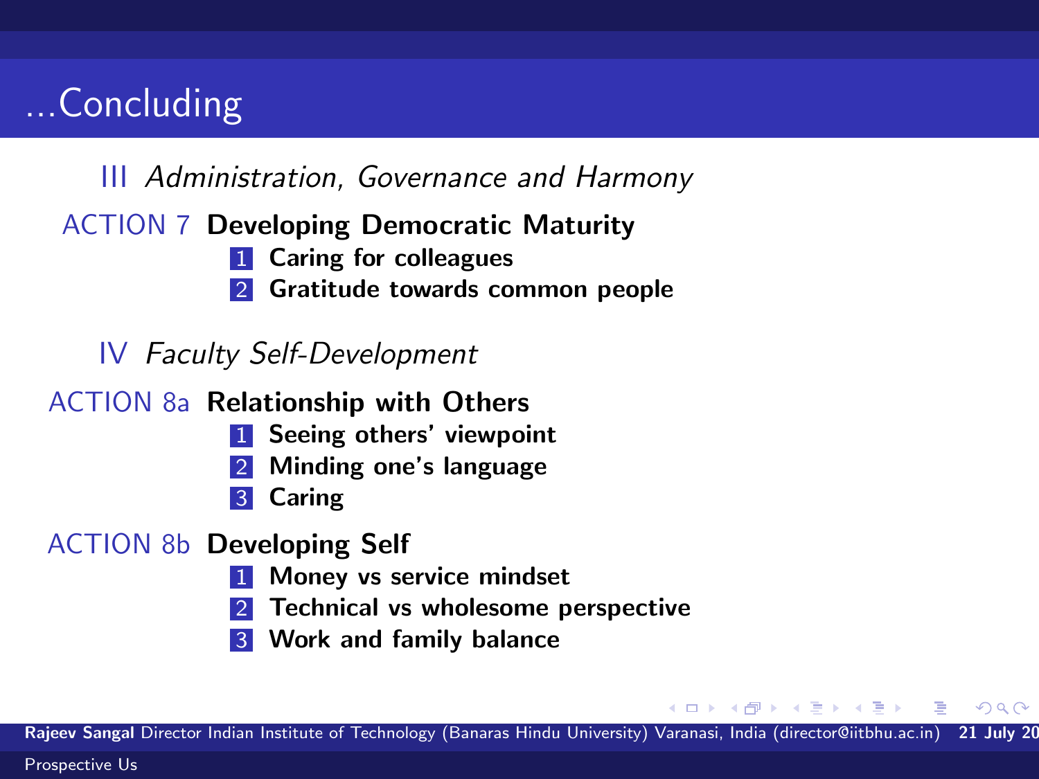# ...Concluding

III *Administration, Governance and Harmony*

ACTION 7 **Developing Democratic Maturity**

1. **Caring for colleagues**
2. **Gratitude towards common people**

IV *Faculty Self-Development*

ACTION 8a **Relationship with Others**

1. **Seeing others' viewpoint**
2. **Minding one's language**
3. **Caring**

ACTION 8b **Developing Self**

1. **Money vs service mindset**
2. **Technical vs wholesome perspective**
3. **Work and family balance**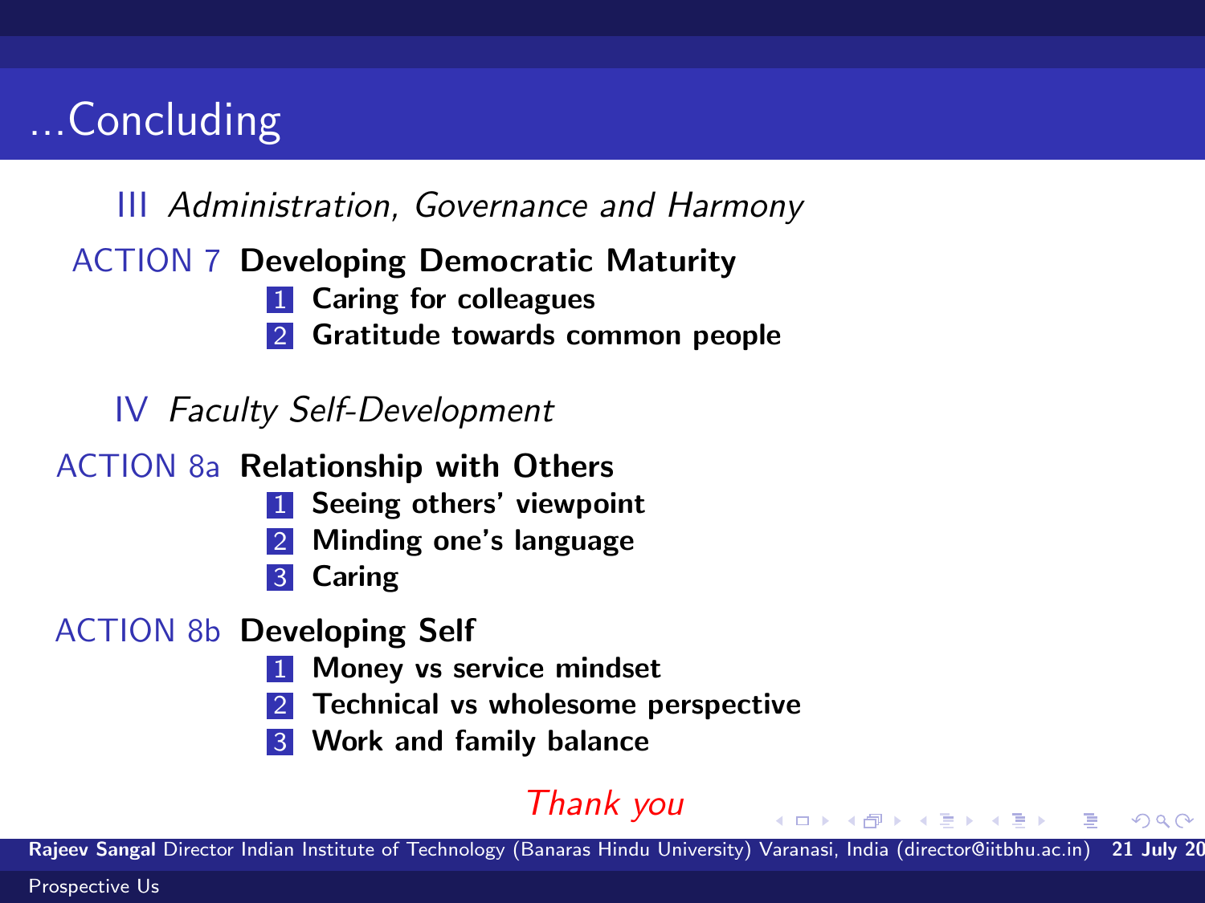# ...Concluding

III *Administration, Governance and Harmony*

ACTION 7 **Developing Democratic Maturity**

1. **Caring for colleagues**
2. **Gratitude towards common people**

IV *Faculty Self-Development*

ACTION 8a **Relationship with Others**

1. **Seeing others' viewpoint**
2. **Minding one's language**
3. **Caring**

ACTION 8b **Developing Self**

1. **Money vs service mindset**
2. **Technical vs wholesome perspective**
3. **Work and family balance**

*Thank you*